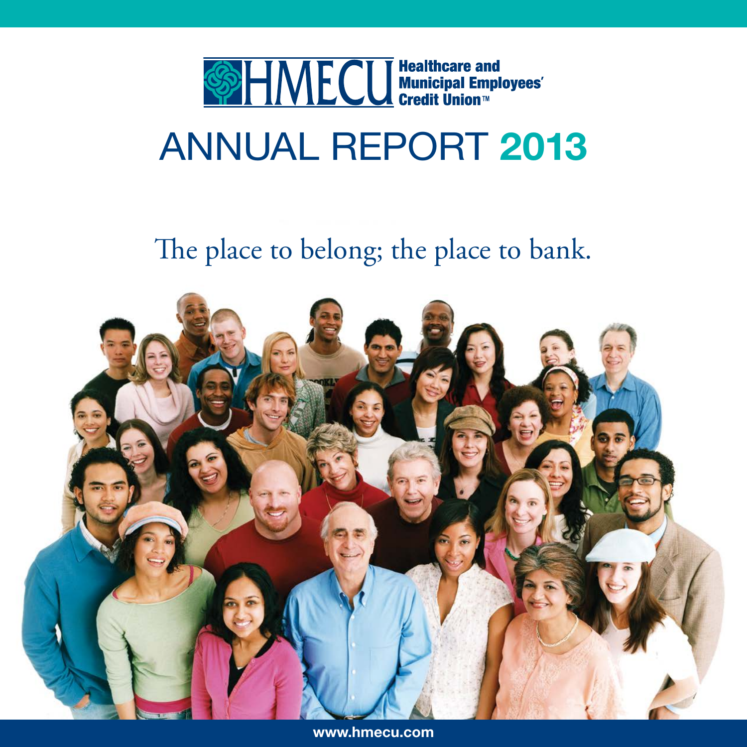HMECU Healthcare and Municipal Employees' Credit Union™

# ANNUAL REPORT 2013

The place to belong; the place to bank.

www.hmecu.com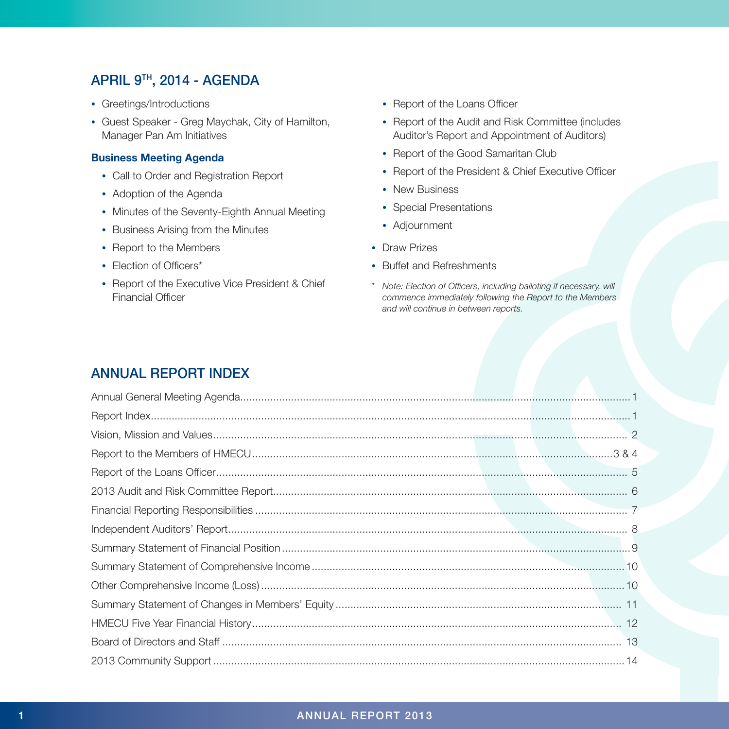## APRIL 9TH, 2014 - AGENDA

- Greetings/Introductions
- Guest Speaker - Greg Maychak, City of Hamilton, Manager Pan Am Initiatives

**Business Meeting Agenda**

- Call to Order and Registration Report
- Adoption of the Agenda
- Minutes of the Seventy-Eighth Annual Meeting
- Business Arising from the Minutes
- Report to the Members
- Election of Officers*
- Report of the Executive Vice President & Chief Financial Officer
- Report of the Loans Officer
- Report of the Audit and Risk Committee (includes Auditor's Report and Appointment of Auditors)
- Report of the Good Samaritan Club
- Report of the President & Chief Executive Officer
- New Business
- Special Presentations
- Adjournment

- Draw Prizes
- Buffet and Refreshments

\* *Note: Election of Officers, including balloting if necessary, will commence immediately following the Report to the Members and will continue in between reports.*

## ANNUAL REPORT INDEX

| | |
|---|---|
| Annual General Meeting Agenda | 1 |
| Report Index | 1 |
| Vision, Mission and Values | 2 |
| Report to the Members of HMECU | 3 & 4 |
| Report of the Loans Officer | 5 |
| 2013 Audit and Risk Committee Report | 6 |
| Financial Reporting Responsibilities | 7 |
| Independent Auditors' Report | 8 |
| Summary Statement of Financial Position | 9 |
| Summary Statement of Comprehensive Income | 10 |
| Other Comprehensive Income (Loss) | 10 |
| Summary Statement of Changes in Members' Equity | 11 |
| HMECU Five Year Financial History | 12 |
| Board of Directors and Staff | 13 |
| 2013 Community Support | 14 |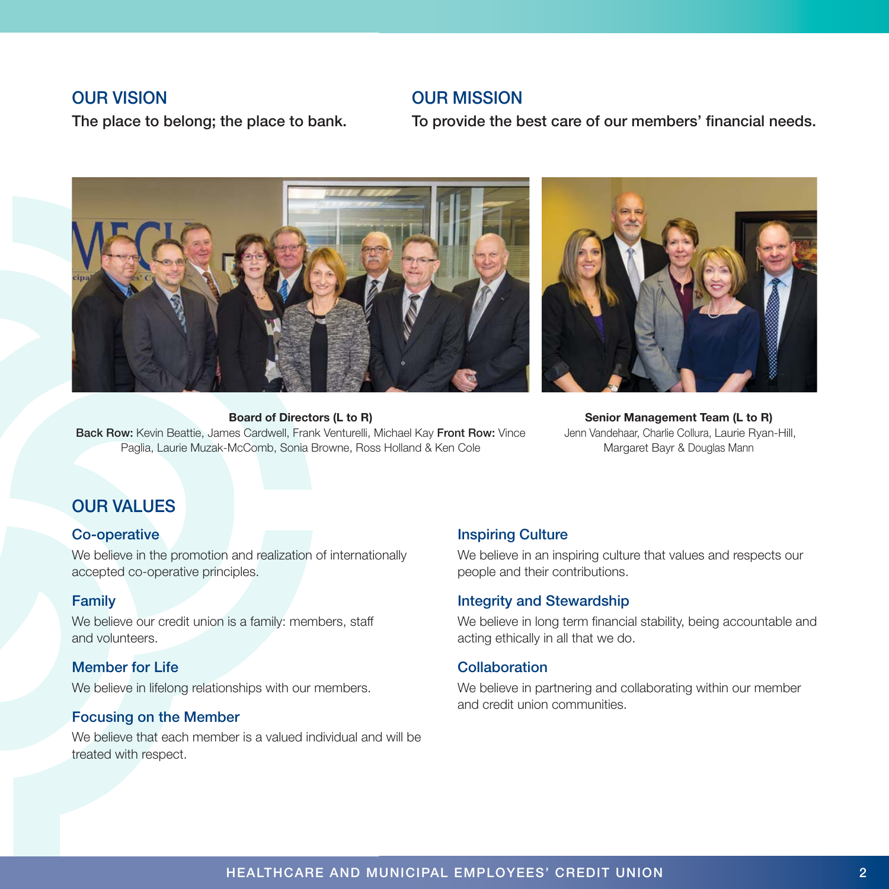## OUR VISION

**The place to belong; the place to bank.**

## OUR MISSION

**To provide the best care of our members' financial needs.**

**Board of Directors (L to R)**
**Back Row:** Kevin Beattie, James Cardwell, Frank Venturelli, Michael Kay **Front Row:** Vince Paglia, Laurie Muzak-McComb, Sonia Browne, Ross Holland & Ken Cole

**Senior Management Team (L to R)**
Jenn Vandehaar, Charlie Collura, Laurie Ryan-Hill, Margaret Bayr & Douglas Mann

## OUR VALUES

### Co-operative

We believe in the promotion and realization of internationally accepted co-operative principles.

### Family

We believe our credit union is a family: members, staff and volunteers.

### Member for Life

We believe in lifelong relationships with our members.

### Focusing on the Member

We believe that each member is a valued individual and will be treated with respect.

### Inspiring Culture

We believe in an inspiring culture that values and respects our people and their contributions.

### Integrity and Stewardship

We believe in long term financial stability, being accountable and acting ethically in all that we do.

### Collaboration

We believe in partnering and collaborating within our member and credit union communities.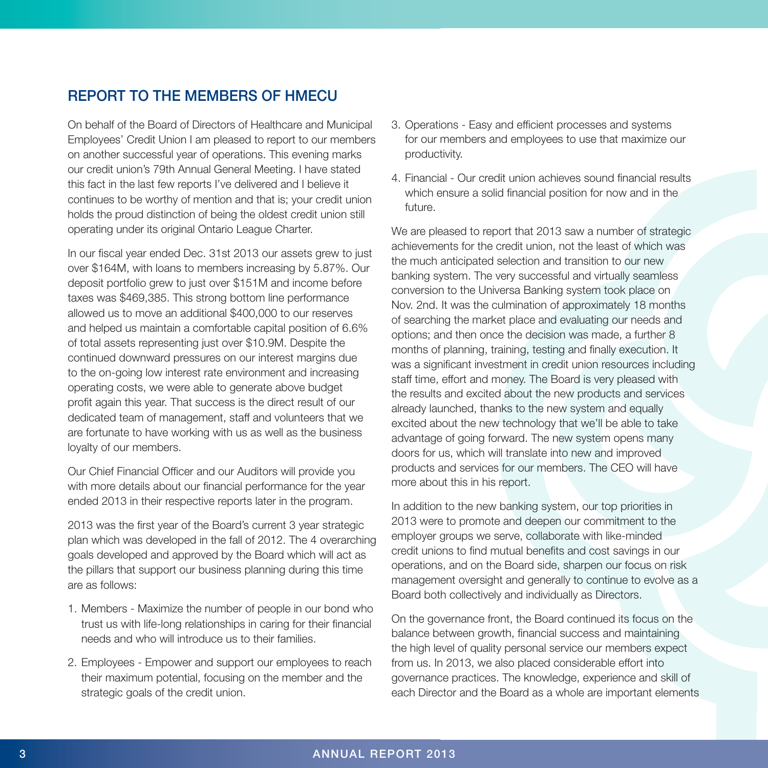## REPORT TO THE MEMBERS OF HMECU

On behalf of the Board of Directors of Healthcare and Municipal Employees' Credit Union I am pleased to report to our members on another successful year of operations. This evening marks our credit union's 79th Annual General Meeting. I have stated this fact in the last few reports I've delivered and I believe it continues to be worthy of mention and that is; your credit union holds the proud distinction of being the oldest credit union still operating under its original Ontario League Charter.

In our fiscal year ended Dec. 31st 2013 our assets grew to just over $164M, with loans to members increasing by 5.87%. Our deposit portfolio grew to just over $151M and income before taxes was $469,385. This strong bottom line performance allowed us to move an additional $400,000 to our reserves and helped us maintain a comfortable capital position of 6.6% of total assets representing just over $10.9M. Despite the continued downward pressures on our interest margins due to the on-going low interest rate environment and increasing operating costs, we were able to generate above budget profit again this year. That success is the direct result of our dedicated team of management, staff and volunteers that we are fortunate to have working with us as well as the business loyalty of our members.

Our Chief Financial Officer and our Auditors will provide you with more details about our financial performance for the year ended 2013 in their respective reports later in the program.

2013 was the first year of the Board's current 3 year strategic plan which was developed in the fall of 2012. The 4 overarching goals developed and approved by the Board which will act as the pillars that support our business planning during this time are as follows:

1. Members - Maximize the number of people in our bond who trust us with life-long relationships in caring for their financial needs and who will introduce us to their families.
2. Employees - Empower and support our employees to reach their maximum potential, focusing on the member and the strategic goals of the credit union.
3. Operations - Easy and efficient processes and systems for our members and employees to use that maximize our productivity.
4. Financial - Our credit union achieves sound financial results which ensure a solid financial position for now and in the future.

We are pleased to report that 2013 saw a number of strategic achievements for the credit union, not the least of which was the much anticipated selection and transition to our new banking system. The very successful and virtually seamless conversion to the Universa Banking system took place on Nov. 2nd. It was the culmination of approximately 18 months of searching the market place and evaluating our needs and options; and then once the decision was made, a further 8 months of planning, training, testing and finally execution. It was a significant investment in credit union resources including staff time, effort and money. The Board is very pleased with the results and excited about the new products and services already launched, thanks to the new system and equally excited about the new technology that we'll be able to take advantage of going forward. The new system opens many doors for us, which will translate into new and improved products and services for our members. The CEO will have more about this in his report.

In addition to the new banking system, our top priorities in 2013 were to promote and deepen our commitment to the employer groups we serve, collaborate with like-minded credit unions to find mutual benefits and cost savings in our operations, and on the Board side, sharpen our focus on risk management oversight and generally to continue to evolve as a Board both collectively and individually as Directors.

On the governance front, the Board continued its focus on the balance between growth, financial success and maintaining the high level of quality personal service our members expect from us. In 2013, we also placed considerable effort into governance practices. The knowledge, experience and skill of each Director and the Board as a whole are important elements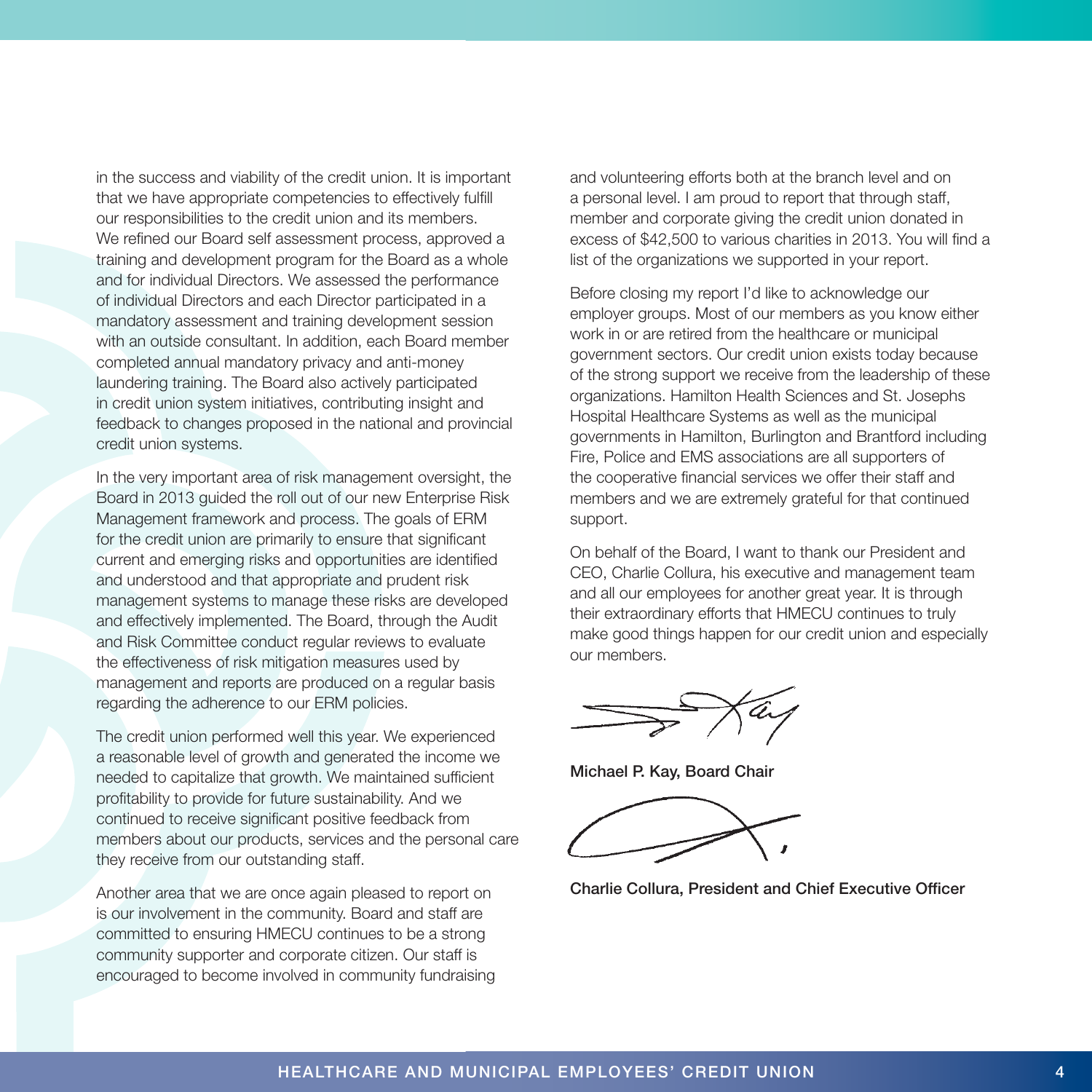in the success and viability of the credit union. It is important that we have appropriate competencies to effectively fulfill our responsibilities to the credit union and its members. We refined our Board self assessment process, approved a training and development program for the Board as a whole and for individual Directors. We assessed the performance of individual Directors and each Director participated in a mandatory assessment and training development session with an outside consultant. In addition, each Board member completed annual mandatory privacy and anti-money laundering training. The Board also actively participated in credit union system initiatives, contributing insight and feedback to changes proposed in the national and provincial credit union systems.

In the very important area of risk management oversight, the Board in 2013 guided the roll out of our new Enterprise Risk Management framework and process. The goals of ERM for the credit union are primarily to ensure that significant current and emerging risks and opportunities are identified and understood and that appropriate and prudent risk management systems to manage these risks are developed and effectively implemented. The Board, through the Audit and Risk Committee conduct regular reviews to evaluate the effectiveness of risk mitigation measures used by management and reports are produced on a regular basis regarding the adherence to our ERM policies.

The credit union performed well this year. We experienced a reasonable level of growth and generated the income we needed to capitalize that growth. We maintained sufficient profitability to provide for future sustainability. And we continued to receive significant positive feedback from members about our products, services and the personal care they receive from our outstanding staff.

Another area that we are once again pleased to report on is our involvement in the community. Board and staff are committed to ensuring HMECU continues to be a strong community supporter and corporate citizen. Our staff is encouraged to become involved in community fundraising and volunteering efforts both at the branch level and on a personal level. I am proud to report that through staff, member and corporate giving the credit union donated in excess of $42,500 to various charities in 2013. You will find a list of the organizations we supported in your report.

Before closing my report I'd like to acknowledge our employer groups. Most of our members as you know either work in or are retired from the healthcare or municipal government sectors. Our credit union exists today because of the strong support we receive from the leadership of these organizations. Hamilton Health Sciences and St. Josephs Hospital Healthcare Systems as well as the municipal governments in Hamilton, Burlington and Brantford including Fire, Police and EMS associations are all supporters of the cooperative financial services we offer their staff and members and we are extremely grateful for that continued support.

On behalf of the Board, I want to thank our President and CEO, Charlie Collura, his executive and management team and all our employees for another great year. It is through their extraordinary efforts that HMECU continues to truly make good things happen for our credit union and especially our members.

**Michael P. Kay, Board Chair**

**Charlie Collura, President and Chief Executive Officer**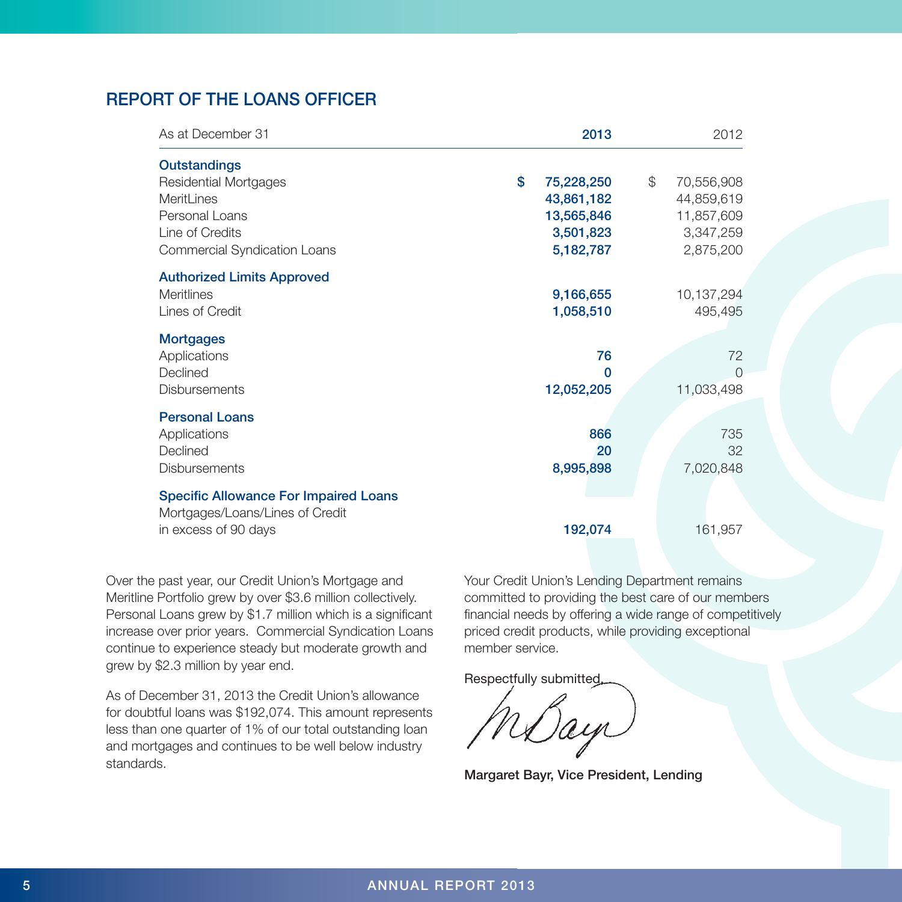## REPORT OF THE LOANS OFFICER

| As at December 31 | 2013 | 2012 |
|---|---|---|
| **Outstandings** | | |
| Residential Mortgages | $ 75,228,250 | $ 70,556,908 |
| MeritLines | 43,861,182 | 44,859,619 |
| Personal Loans | 13,565,846 | 11,857,609 |
| Line of Credits | 3,501,823 | 3,347,259 |
| Commercial Syndication Loans | 5,182,787 | 2,875,200 |
| **Authorized Limits Approved** | | |
| Meritlines | 9,166,655 | 10,137,294 |
| Lines of Credit | 1,058,510 | 495,495 |
| **Mortgages** | | |
| Applications | 76 | 72 |
| Declined | 0 | 0 |
| Disbursements | 12,052,205 | 11,033,498 |
| **Personal Loans** | | |
| Applications | 866 | 735 |
| Declined | 20 | 32 |
| Disbursements | 8,995,898 | 7,020,848 |
| **Specific Allowance For Impaired Loans** | | |
| Mortgages/Loans/Lines of Credit in excess of 90 days | 192,074 | 161,957 |

Over the past year, our Credit Union's Mortgage and Meritline Portfolio grew by over $3.6 million collectively. Personal Loans grew by $1.7 million which is a significant increase over prior years. Commercial Syndication Loans continue to experience steady but moderate growth and grew by $2.3 million by year end.

As of December 31, 2013 the Credit Union's allowance for doubtful loans was $192,074. This amount represents less than one quarter of 1% of our total outstanding loan and mortgages and continues to be well below industry standards.

Your Credit Union's Lending Department remains committed to providing the best care of our members financial needs by offering a wide range of competitively priced credit products, while providing exceptional member service.

Respectfully submitted,

**Margaret Bayr, Vice President, Lending**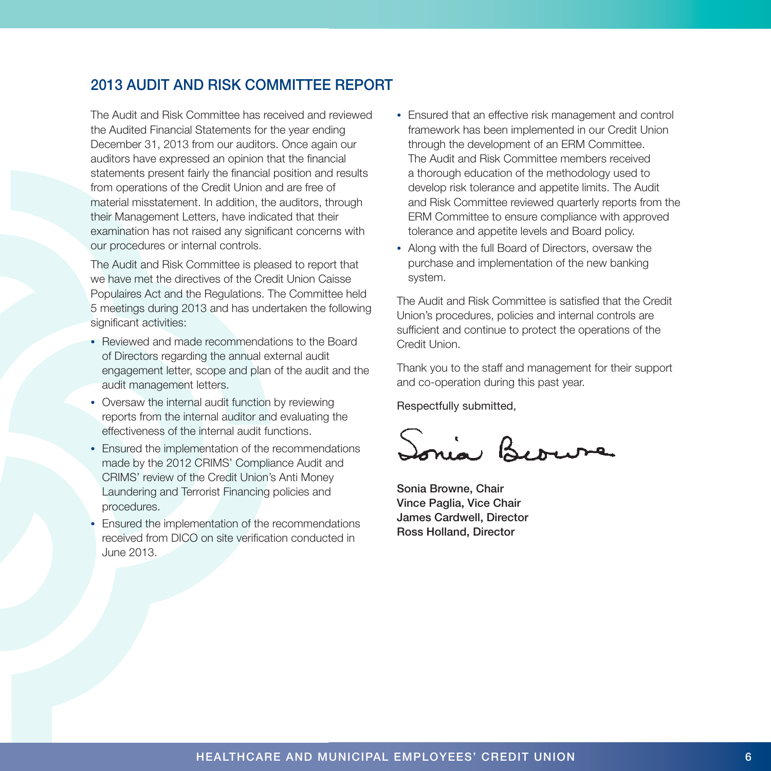## 2013 AUDIT AND RISK COMMITTEE REPORT

The Audit and Risk Committee has received and reviewed the Audited Financial Statements for the year ending December 31, 2013 from our auditors. Once again our auditors have expressed an opinion that the financial statements present fairly the financial position and results from operations of the Credit Union and are free of material misstatement. In addition, the auditors, through their Management Letters, have indicated that their examination has not raised any significant concerns with our procedures or internal controls.

The Audit and Risk Committee is pleased to report that we have met the directives of the Credit Union Caisse Populaires Act and the Regulations. The Committee held 5 meetings during 2013 and has undertaken the following significant activities:

- Reviewed and made recommendations to the Board of Directors regarding the annual external audit engagement letter, scope and plan of the audit and the audit management letters.
- Oversaw the internal audit function by reviewing reports from the internal auditor and evaluating the effectiveness of the internal audit functions.
- Ensured the implementation of the recommendations made by the 2012 CRIMS' Compliance Audit and CRIMS' review of the Credit Union's Anti Money Laundering and Terrorist Financing policies and procedures.
- Ensured the implementation of the recommendations received from DICO on site verification conducted in June 2013.
- Ensured that an effective risk management and control framework has been implemented in our Credit Union through the development of an ERM Committee. The Audit and Risk Committee members received a thorough education of the methodology used to develop risk tolerance and appetite limits. The Audit and Risk Committee reviewed quarterly reports from the ERM Committee to ensure compliance with approved tolerance and appetite levels and Board policy.
- Along with the full Board of Directors, oversaw the purchase and implementation of the new banking system.

The Audit and Risk Committee is satisfied that the Credit Union's procedures, policies and internal controls are sufficient and continue to protect the operations of the Credit Union.

Thank you to the staff and management for their support and co-operation during this past year.

Respectfully submitted,

Sonia Browne

**Sonia Browne, Chair**
**Vince Paglia, Vice Chair**
**James Cardwell, Director**
**Ross Holland, Director**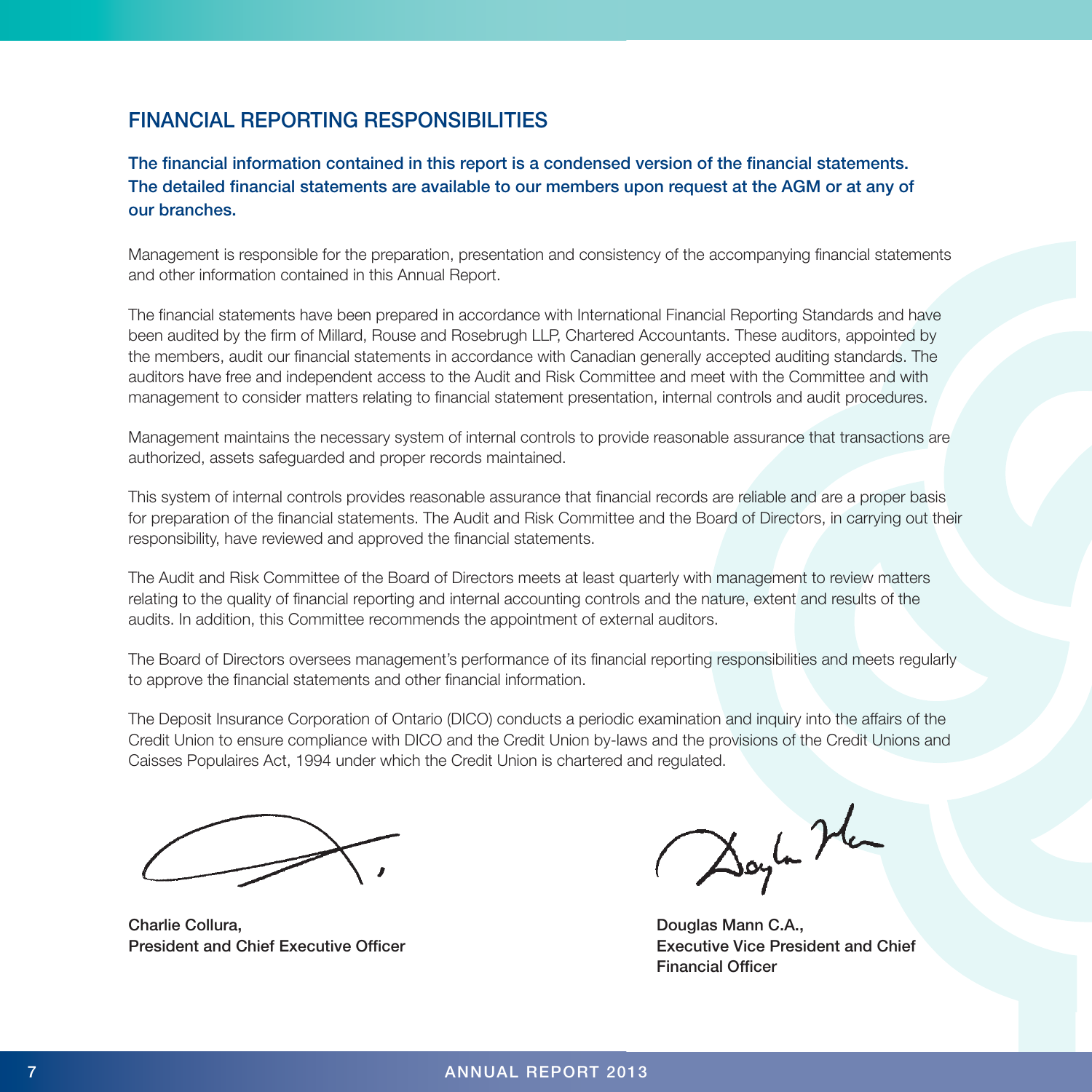## FINANCIAL REPORTING RESPONSIBILITIES

**The financial information contained in this report is a condensed version of the financial statements. The detailed financial statements are available to our members upon request at the AGM or at any of our branches.**

Management is responsible for the preparation, presentation and consistency of the accompanying financial statements and other information contained in this Annual Report.

The financial statements have been prepared in accordance with International Financial Reporting Standards and have been audited by the firm of Millard, Rouse and Rosebrugh LLP, Chartered Accountants. These auditors, appointed by the members, audit our financial statements in accordance with Canadian generally accepted auditing standards. The auditors have free and independent access to the Audit and Risk Committee and meet with the Committee and with management to consider matters relating to financial statement presentation, internal controls and audit procedures.

Management maintains the necessary system of internal controls to provide reasonable assurance that transactions are authorized, assets safeguarded and proper records maintained.

This system of internal controls provides reasonable assurance that financial records are reliable and are a proper basis for preparation of the financial statements. The Audit and Risk Committee and the Board of Directors, in carrying out their responsibility, have reviewed and approved the financial statements.

The Audit and Risk Committee of the Board of Directors meets at least quarterly with management to review matters relating to the quality of financial reporting and internal accounting controls and the nature, extent and results of the audits. In addition, this Committee recommends the appointment of external auditors.

The Board of Directors oversees management's performance of its financial reporting responsibilities and meets regularly to approve the financial statements and other financial information.

The Deposit Insurance Corporation of Ontario (DICO) conducts a periodic examination and inquiry into the affairs of the Credit Union to ensure compliance with DICO and the Credit Union by-laws and the provisions of the Credit Unions and Caisses Populaires Act, 1994 under which the Credit Union is chartered and regulated.

**Charlie Collura,**
**President and Chief Executive Officer**

**Douglas Mann C.A.,**
**Executive Vice President and Chief Financial Officer**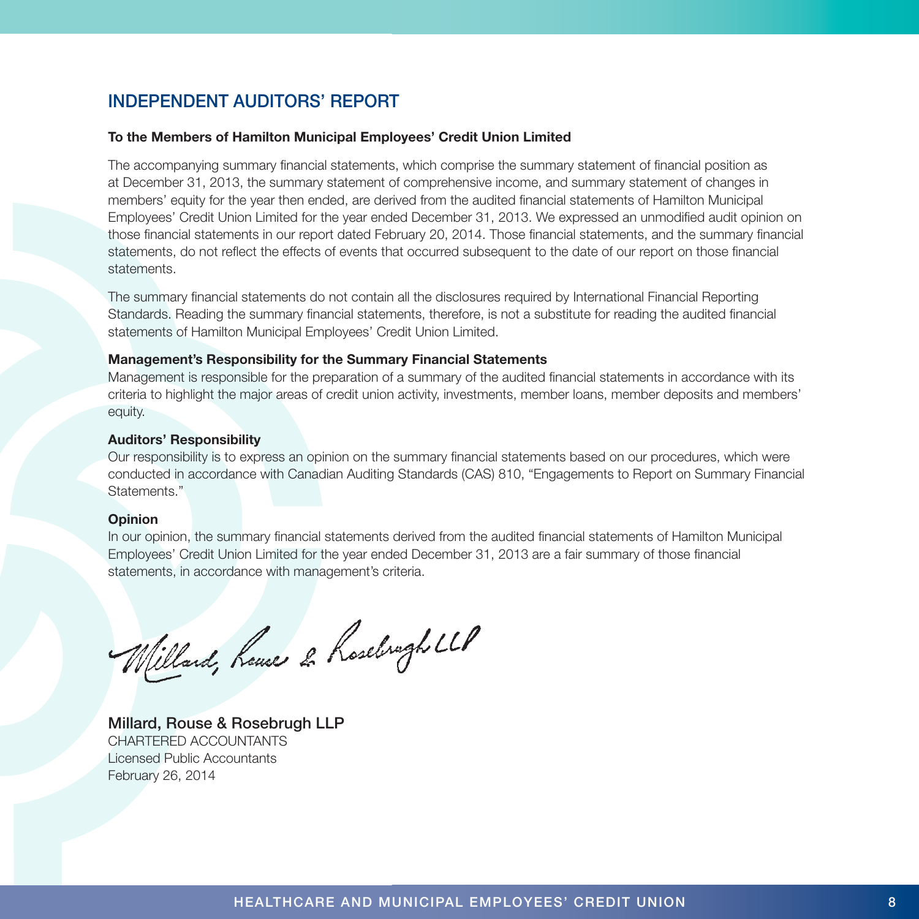## INDEPENDENT AUDITORS' REPORT

**To the Members of Hamilton Municipal Employees' Credit Union Limited**

The accompanying summary financial statements, which comprise the summary statement of financial position as at December 31, 2013, the summary statement of comprehensive income, and summary statement of changes in members' equity for the year then ended, are derived from the audited financial statements of Hamilton Municipal Employees' Credit Union Limited for the year ended December 31, 2013. We expressed an unmodified audit opinion on those financial statements in our report dated February 20, 2014. Those financial statements, and the summary financial statements, do not reflect the effects of events that occurred subsequent to the date of our report on those financial statements.

The summary financial statements do not contain all the disclosures required by International Financial Reporting Standards. Reading the summary financial statements, therefore, is not a substitute for reading the audited financial statements of Hamilton Municipal Employees' Credit Union Limited.

**Management's Responsibility for the Summary Financial Statements**

Management is responsible for the preparation of a summary of the audited financial statements in accordance with its criteria to highlight the major areas of credit union activity, investments, member loans, member deposits and members' equity.

**Auditors' Responsibility**

Our responsibility is to express an opinion on the summary financial statements based on our procedures, which were conducted in accordance with Canadian Auditing Standards (CAS) 810, "Engagements to Report on Summary Financial Statements."

**Opinion**

In our opinion, the summary financial statements derived from the audited financial statements of Hamilton Municipal Employees' Credit Union Limited for the year ended December 31, 2013 are a fair summary of those financial statements, in accordance with management's criteria.

*Millard, Rouse & Rosebrugh LLP*

Millard, Rouse & Rosebrugh LLP
CHARTERED ACCOUNTANTS
Licensed Public Accountants
February 26, 2014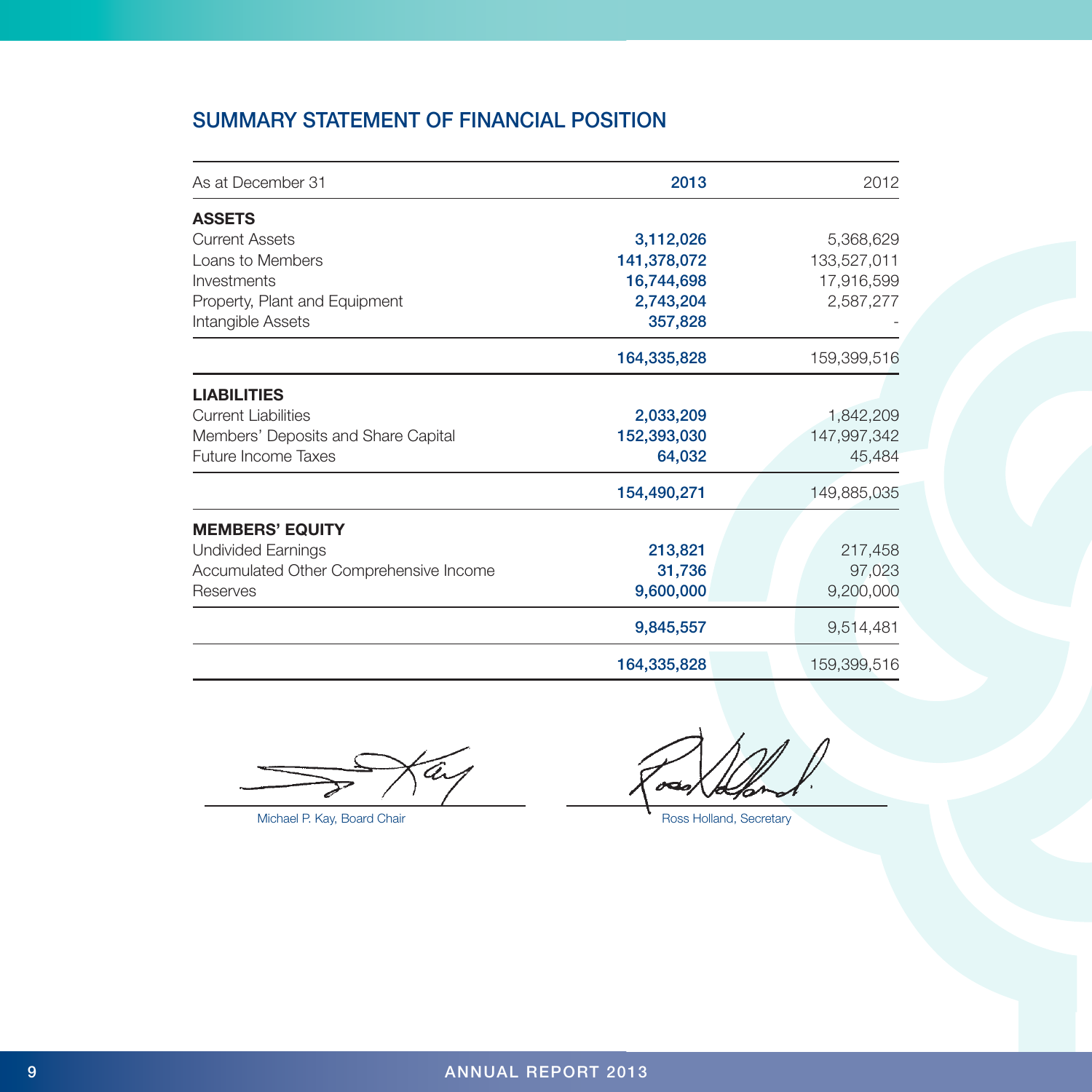## SUMMARY STATEMENT OF FINANCIAL POSITION

| As at December 31 | 2013 | 2012 |
|---|---|---|
| **ASSETS** | | |
| Current Assets | **3,112,026** | 5,368,629 |
| Loans to Members | **141,378,072** | 133,527,011 |
| Investments | **16,744,698** | 17,916,599 |
| Property, Plant and Equipment | **2,743,204** | 2,587,277 |
| Intangible Assets | **357,828** | - |
| | **164,335,828** | 159,399,516 |
| **LIABILITIES** | | |
| Current Liabilities | **2,033,209** | 1,842,209 |
| Members' Deposits and Share Capital | **152,393,030** | 147,997,342 |
| Future Income Taxes | **64,032** | 45,484 |
| | **154,490,271** | 149,885,035 |
| **MEMBERS' EQUITY** | | |
| Undivided Earnings | **213,821** | 217,458 |
| Accumulated Other Comprehensive Income | **31,736** | 97,023 |
| Reserves | **9,600,000** | 9,200,000 |
| | **9,845,557** | 9,514,481 |
| | **164,335,828** | 159,399,516 |

Michael P. Kay, Board Chair

Ross Holland, Secretary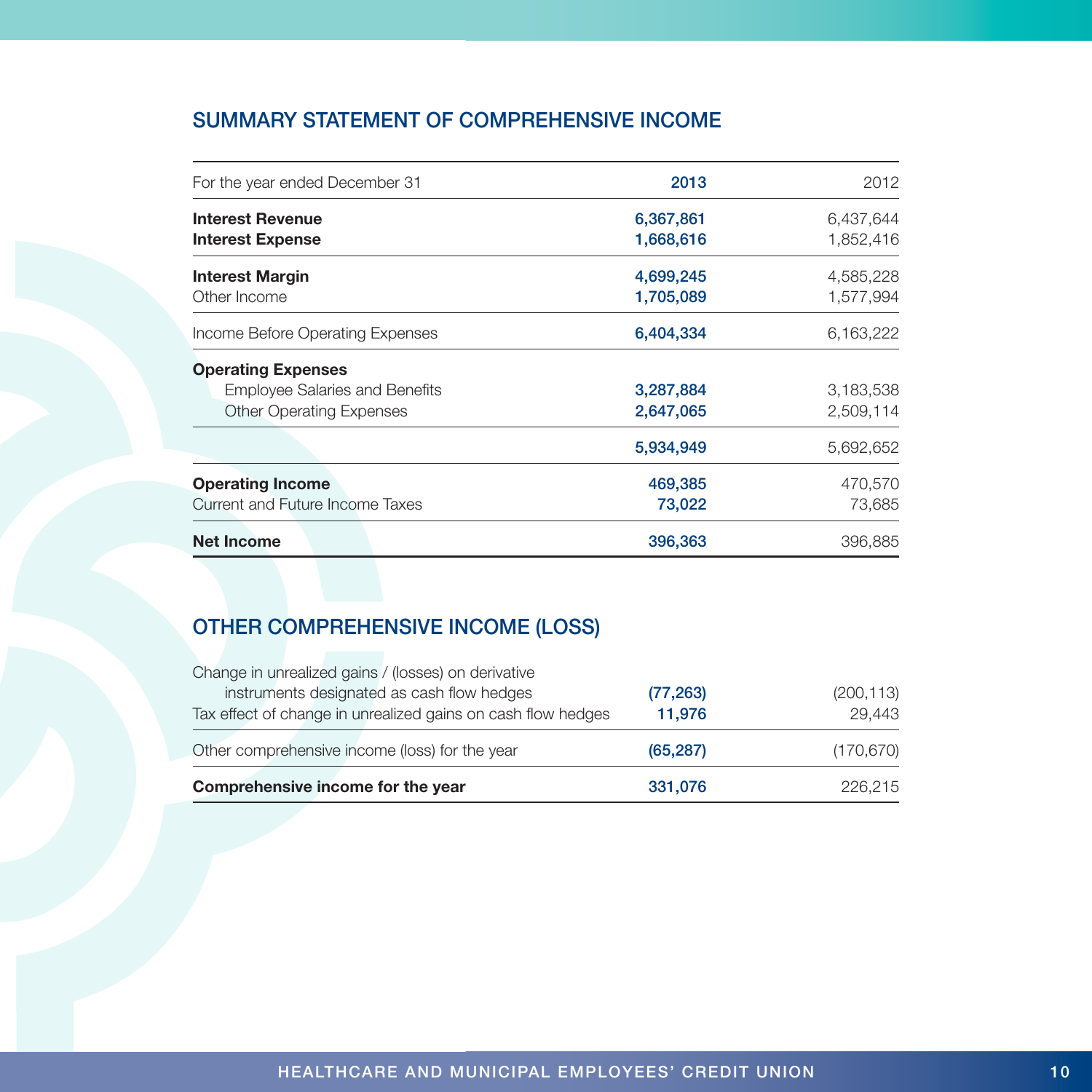## SUMMARY STATEMENT OF COMPREHENSIVE INCOME

| For the year ended December 31 | 2013 | 2012 |
|---|---|---|
| **Interest Revenue** | 6,367,861 | 6,437,644 |
| **Interest Expense** | 1,668,616 | 1,852,416 |
| **Interest Margin** | 4,699,245 | 4,585,228 |
| Other Income | 1,705,089 | 1,577,994 |
| Income Before Operating Expenses | 6,404,334 | 6,163,222 |
| **Operating Expenses** | | |
| Employee Salaries and Benefits | 3,287,884 | 3,183,538 |
| Other Operating Expenses | 2,647,065 | 2,509,114 |
| | 5,934,949 | 5,692,652 |
| **Operating Income** | 469,385 | 470,570 |
| Current and Future Income Taxes | 73,022 | 73,685 |
| **Net Income** | 396,363 | 396,885 |

## OTHER COMPREHENSIVE INCOME (LOSS)

| | 2013 | 2012 |
|---|---|---|
| Change in unrealized gains / (losses) on derivative instruments designated as cash flow hedges | (77,263) | (200,113) |
| Tax effect of change in unrealized gains on cash flow hedges | 11,976 | 29,443 |
| Other comprehensive income (loss) for the year | (65,287) | (170,670) |
| **Comprehensive income for the year** | 331,076 | 226,215 |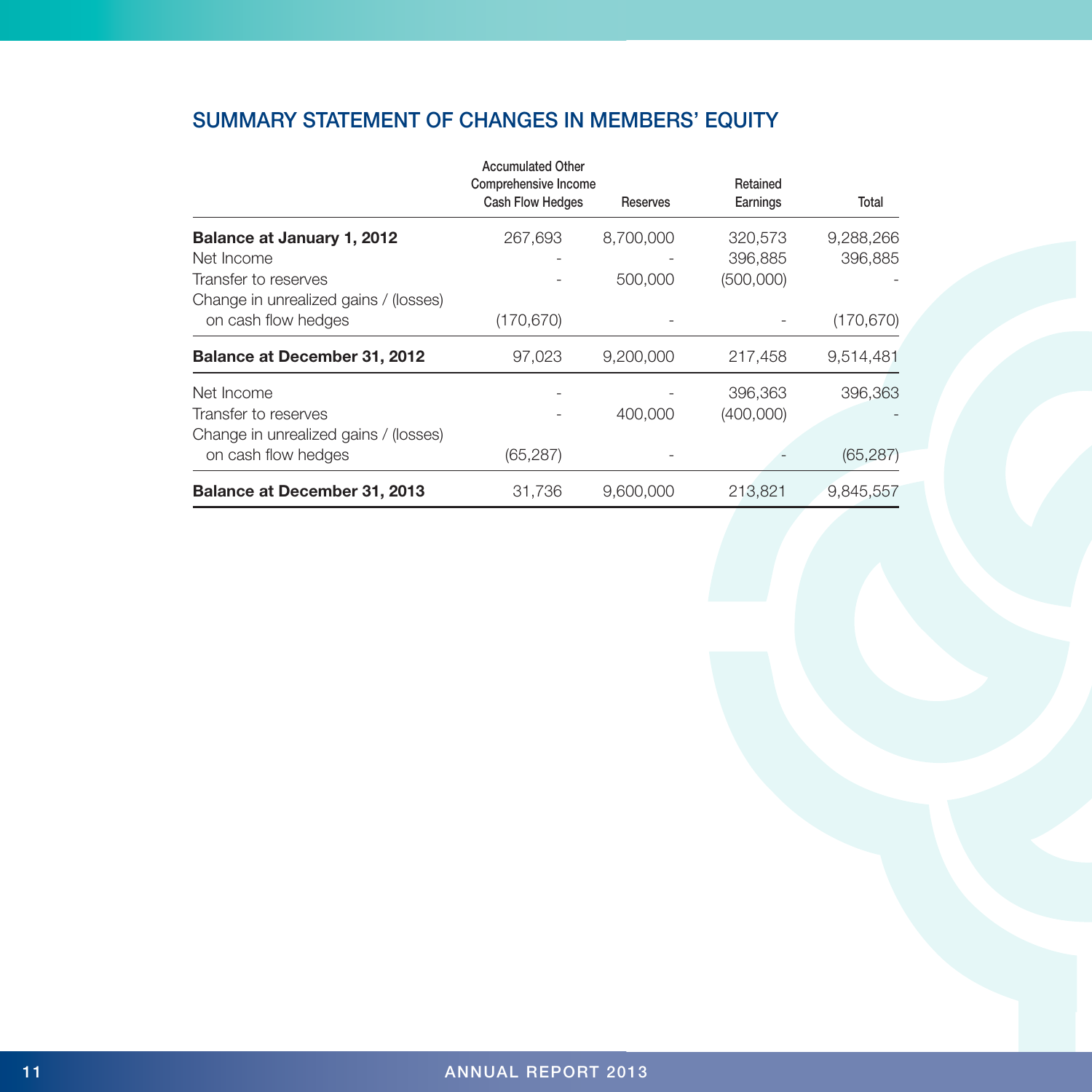## SUMMARY STATEMENT OF CHANGES IN MEMBERS' EQUITY

| | Accumulated Other Comprehensive Income Cash Flow Hedges | Reserves | Retained Earnings | Total |
|---|---|---|---|---|
| **Balance at January 1, 2012** | 267,693 | 8,700,000 | 320,573 | 9,288,266 |
| Net Income | - | - | 396,885 | 396,885 |
| Transfer to reserves | - | 500,000 | (500,000) | - |
| Change in unrealized gains / (losses) on cash flow hedges | (170,670) | - | - | (170,670) |
| **Balance at December 31, 2012** | 97,023 | 9,200,000 | 217,458 | 9,514,481 |
| Net Income | - | - | 396,363 | 396,363 |
| Transfer to reserves | - | 400,000 | (400,000) | - |
| Change in unrealized gains / (losses) on cash flow hedges | (65,287) | - | - | (65,287) |
| **Balance at December 31, 2013** | 31,736 | 9,600,000 | 213,821 | 9,845,557 |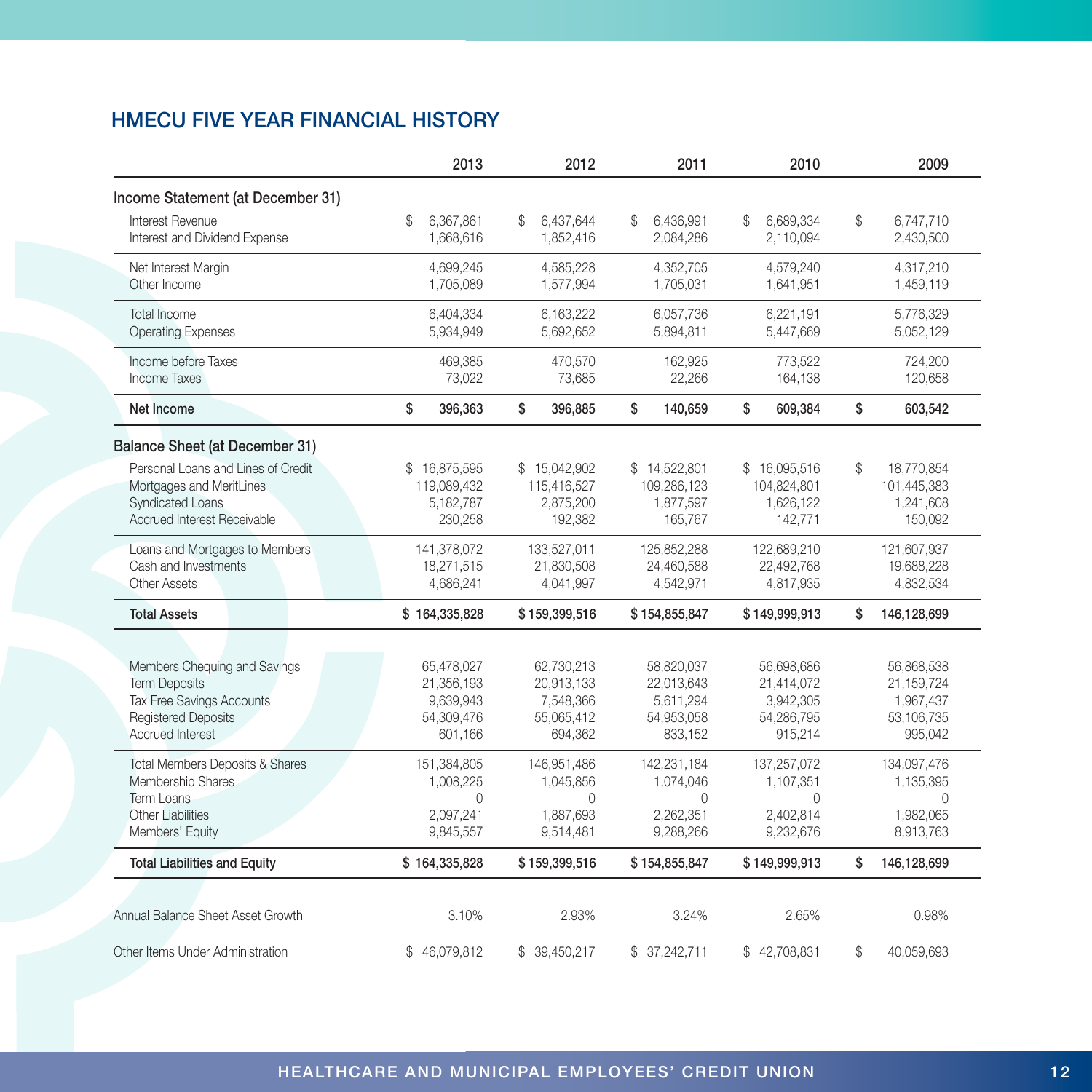# HMECU FIVE YEAR FINANCIAL HISTORY

| | 2013 | 2012 | 2011 | 2010 | 2009 |
|---|---|---|---|---|---|
| **Income Statement (at December 31)** | | | | | |
| Interest Revenue | $ 6,367,861 | $ 6,437,644 | $ 6,436,991 | $ 6,689,334 | $ 6,747,710 |
| Interest and Dividend Expense | 1,668,616 | 1,852,416 | 2,084,286 | 2,110,094 | 2,430,500 |
| Net Interest Margin | 4,699,245 | 4,585,228 | 4,352,705 | 4,579,240 | 4,317,210 |
| Other Income | 1,705,089 | 1,577,994 | 1,705,031 | 1,641,951 | 1,459,119 |
| Total Income | 6,404,334 | 6,163,222 | 6,057,736 | 6,221,191 | 5,776,329 |
| Operating Expenses | 5,934,949 | 5,692,652 | 5,894,811 | 5,447,669 | 5,052,129 |
| Income before Taxes | 469,385 | 470,570 | 162,925 | 773,522 | 724,200 |
| Income Taxes | 73,022 | 73,685 | 22,266 | 164,138 | 120,658 |
| **Net Income** | **$ 396,363** | **$ 396,885** | **$ 140,659** | **$ 609,384** | **$ 603,542** |
| **Balance Sheet (at December 31)** | | | | | |
| Personal Loans and Lines of Credit | $ 16,875,595 | $ 15,042,902 | $ 14,522,801 | $ 16,095,516 | $ 18,770,854 |
| Mortgages and MeritLines | 119,089,432 | 115,416,527 | 109,286,123 | 104,824,801 | 101,445,383 |
| Syndicated Loans | 5,182,787 | 2,875,200 | 1,877,597 | 1,626,122 | 1,241,608 |
| Accrued Interest Receivable | 230,258 | 192,382 | 165,767 | 142,771 | 150,092 |
| Loans and Mortgages to Members | 141,378,072 | 133,527,011 | 125,852,288 | 122,689,210 | 121,607,937 |
| Cash and Investments | 18,271,515 | 21,830,508 | 24,460,588 | 22,492,768 | 19,688,228 |
| Other Assets | 4,686,241 | 4,041,997 | 4,542,971 | 4,817,935 | 4,832,534 |
| **Total Assets** | **$ 164,335,828** | **$ 159,399,516** | **$ 154,855,847** | **$ 149,999,913** | **$ 146,128,699** |
| Members Chequing and Savings | 65,478,027 | 62,730,213 | 58,820,037 | 56,698,686 | 56,868,538 |
| Term Deposits | 21,356,193 | 20,913,133 | 22,013,643 | 21,414,072 | 21,159,724 |
| Tax Free Savings Accounts | 9,639,943 | 7,548,366 | 5,611,294 | 3,942,305 | 1,967,437 |
| Registered Deposits | 54,309,476 | 55,065,412 | 54,953,058 | 54,286,795 | 53,106,735 |
| Accrued Interest | 601,166 | 694,362 | 833,152 | 915,214 | 995,042 |
| Total Members Deposits & Shares | 151,384,805 | 146,951,486 | 142,231,184 | 137,257,072 | 134,097,476 |
| Membership Shares | 1,008,225 | 1,045,856 | 1,074,046 | 1,107,351 | 1,135,395 |
| Term Loans | 0 | 0 | 0 | 0 | 0 |
| Other Liabilities | 2,097,241 | 1,887,693 | 2,262,351 | 2,402,814 | 1,982,065 |
| Members' Equity | 9,845,557 | 9,514,481 | 9,288,266 | 9,232,676 | 8,913,763 |
| **Total Liabilities and Equity** | **$ 164,335,828** | **$ 159,399,516** | **$ 154,855,847** | **$ 149,999,913** | **$ 146,128,699** |
| Annual Balance Sheet Asset Growth | 3.10% | 2.93% | 3.24% | 2.65% | 0.98% |
| Other Items Under Administration | $ 46,079,812 | $ 39,450,217 | $ 37,242,711 | $ 42,708,831 | $ 40,059,693 |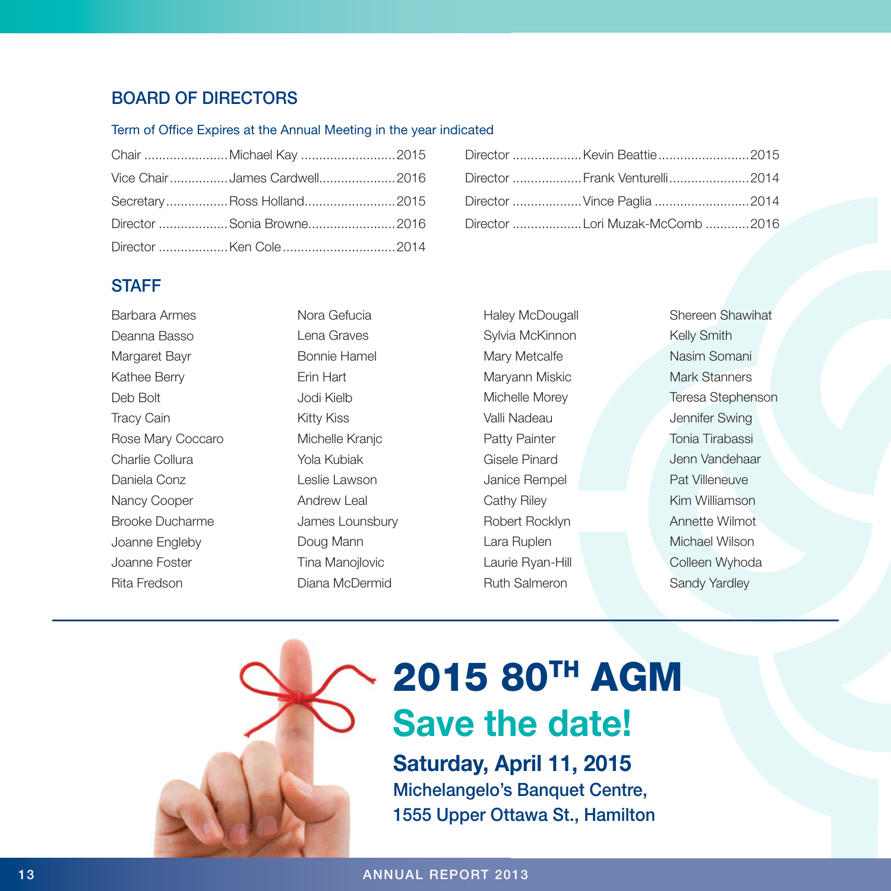## BOARD OF DIRECTORS

Term of Office Expires at the Annual Meeting in the year indicated

| Position | Name | Term Expires |
|---|---|---|
| Chair | Michael Kay | 2015 |
| Vice Chair | James Cardwell | 2016 |
| Secretary | Ross Holland | 2015 |
| Director | Sonia Browne | 2016 |
| Director | Ken Cole | 2014 |
| Director | Kevin Beattie | 2015 |
| Director | Frank Venturelli | 2014 |
| Director | Vince Paglia | 2014 |
| Director | Lori Muzak-McComb | 2016 |

## STAFF

Barbara Armes
Deanna Basso
Margaret Bayr
Kathee Berry
Deb Bolt
Tracy Cain
Rose Mary Coccaro
Charlie Collura
Daniela Conz
Nancy Cooper
Brooke Ducharme
Joanne Engleby
Joanne Foster
Rita Fredson
Nora Gefucia
Lena Graves
Bonnie Hamel
Erin Hart
Jodi Kielb
Kitty Kiss
Michelle Kranjc
Yola Kubiak
Leslie Lawson
Andrew Leal
James Lounsbury
Doug Mann
Tina Manojlovic
Diana McDermid
Haley McDougall
Sylvia McKinnon
Mary Metcalfe
Maryann Miskic
Michelle Morey
Valli Nadeau
Patty Painter
Gisele Pinard
Janice Rempel
Cathy Riley
Robert Rocklyn
Lara Ruplen
Laurie Ryan-Hill
Ruth Salmeron
Shereen Shawihat
Kelly Smith
Nasim Somani
Mark Stanners
Teresa Stephenson
Jennifer Swing
Tonia Tirabassi
Jenn Vandehaar
Pat Villeneuve
Kim Williamson
Annette Wilmot
Michael Wilson
Colleen Wyhoda
Sandy Yardley

---

# 2015 80TH AGM

## Save the date!

**Saturday, April 11, 2015**

**Michelangelo's Banquet Centre,**
**1555 Upper Ottawa St., Hamilton**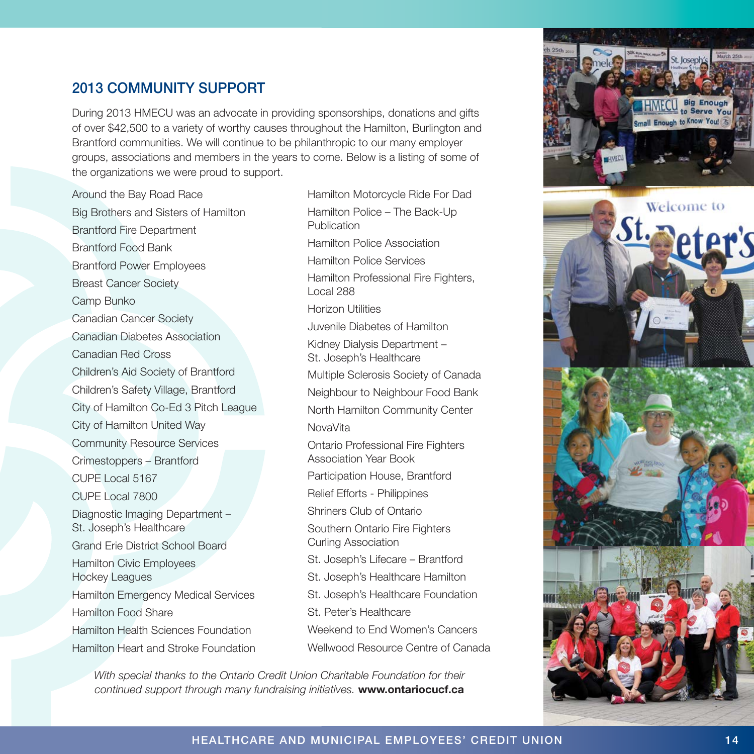## 2013 COMMUNITY SUPPORT

During 2013 HMECU was an advocate in providing sponsorships, donations and gifts of over $42,500 to a variety of worthy causes throughout the Hamilton, Burlington and Brantford communities. We will continue to be philanthropic to our many employer groups, associations and members in the years to come. Below is a listing of some of the organizations we were proud to support.

Around the Bay Road Race
Big Brothers and Sisters of Hamilton
Brantford Fire Department
Brantford Food Bank
Brantford Power Employees
Breast Cancer Society
Camp Bunko
Canadian Cancer Society
Canadian Diabetes Association
Canadian Red Cross
Children's Aid Society of Brantford
Children's Safety Village, Brantford
City of Hamilton Co-Ed 3 Pitch League
City of Hamilton United Way
Community Resource Services
Crimestoppers – Brantford
CUPE Local 5167
CUPE Local 7800
Diagnostic Imaging Department – St. Joseph's Healthcare
Grand Erie District School Board
Hamilton Civic Employees Hockey Leagues
Hamilton Emergency Medical Services
Hamilton Food Share
Hamilton Health Sciences Foundation
Hamilton Heart and Stroke Foundation
Hamilton Motorcycle Ride For Dad
Hamilton Police – The Back-Up Publication
Hamilton Police Association
Hamilton Police Services
Hamilton Professional Fire Fighters, Local 288
Horizon Utilities
Juvenile Diabetes of Hamilton
Kidney Dialysis Department – St. Joseph's Healthcare
Multiple Sclerosis Society of Canada
Neighbour to Neighbour Food Bank
North Hamilton Community Center
NovaVita
Ontario Professional Fire Fighters Association Year Book
Participation House, Brantford
Relief Efforts - Philippines
Shriners Club of Ontario
Southern Ontario Fire Fighters Curling Association
St. Joseph's Lifecare – Brantford
St. Joseph's Healthcare Hamilton
St. Joseph's Healthcare Foundation
St. Peter's Healthcare
Weekend to End Women's Cancers
Wellwood Resource Centre of Canada

*With special thanks to the Ontario Credit Union Charitable Foundation for their continued support through many fundraising initiatives.* **www.ontariocucf.ca**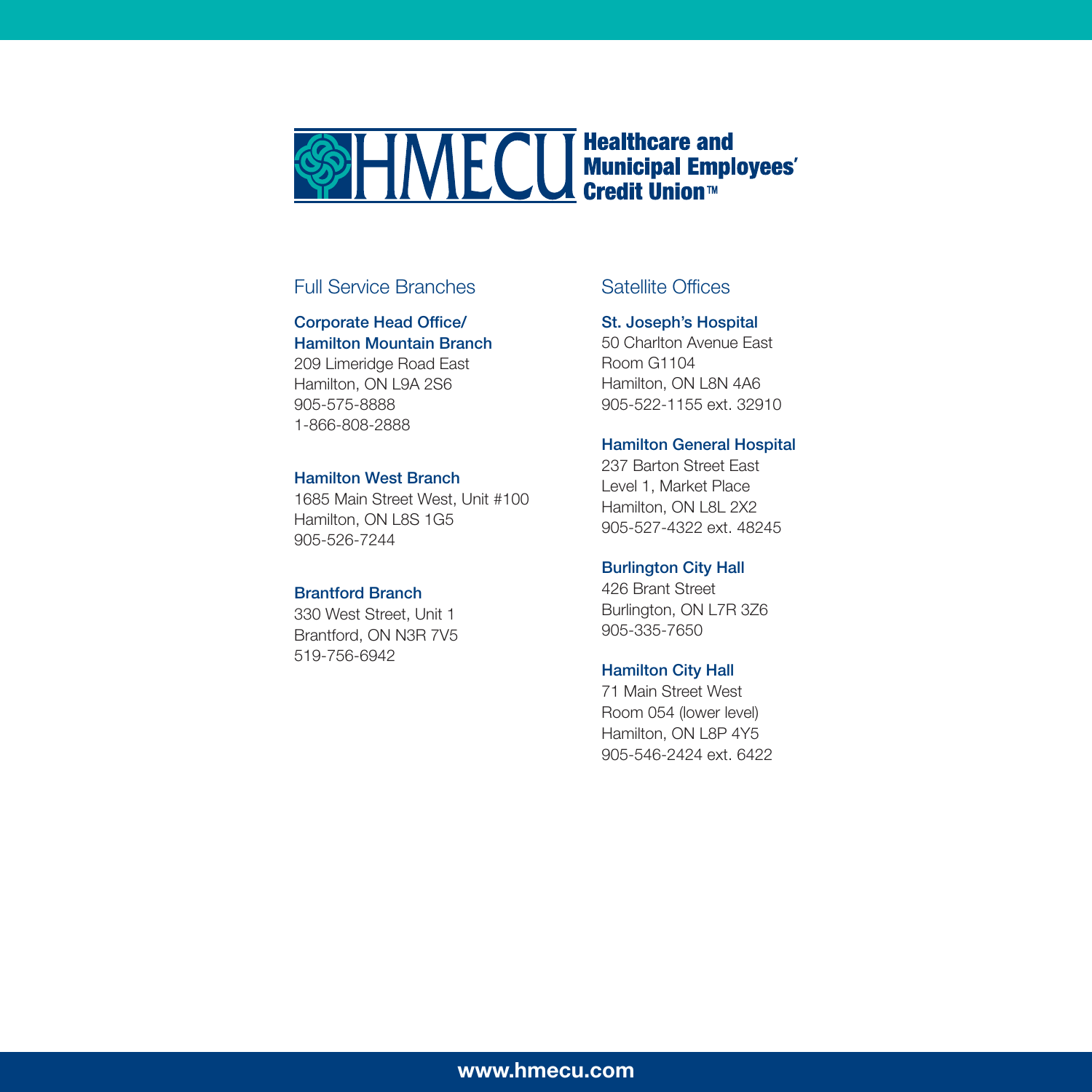# HMECU Healthcare and Municipal Employees' Credit Union™

## Full Service Branches

**Corporate Head Office/ Hamilton Mountain Branch**
209 Limeridge Road East
Hamilton, ON L9A 2S6
905-575-8888
1-866-808-2888

**Hamilton West Branch**
1685 Main Street West, Unit #100
Hamilton, ON L8S 1G5
905-526-7244

**Brantford Branch**
330 West Street, Unit 1
Brantford, ON N3R 7V5
519-756-6942

## Satellite Offices

**St. Joseph's Hospital**
50 Charlton Avenue East
Room G1104
Hamilton, ON L8N 4A6
905-522-1155 ext. 32910

**Hamilton General Hospital**
237 Barton Street East
Level 1, Market Place
Hamilton, ON L8L 2X2
905-527-4322 ext. 48245

**Burlington City Hall**
426 Brant Street
Burlington, ON L7R 3Z6
905-335-7650

**Hamilton City Hall**
71 Main Street West
Room 054 (lower level)
Hamilton, ON L8P 4Y5
905-546-2424 ext. 6422

**www.hmecu.com**